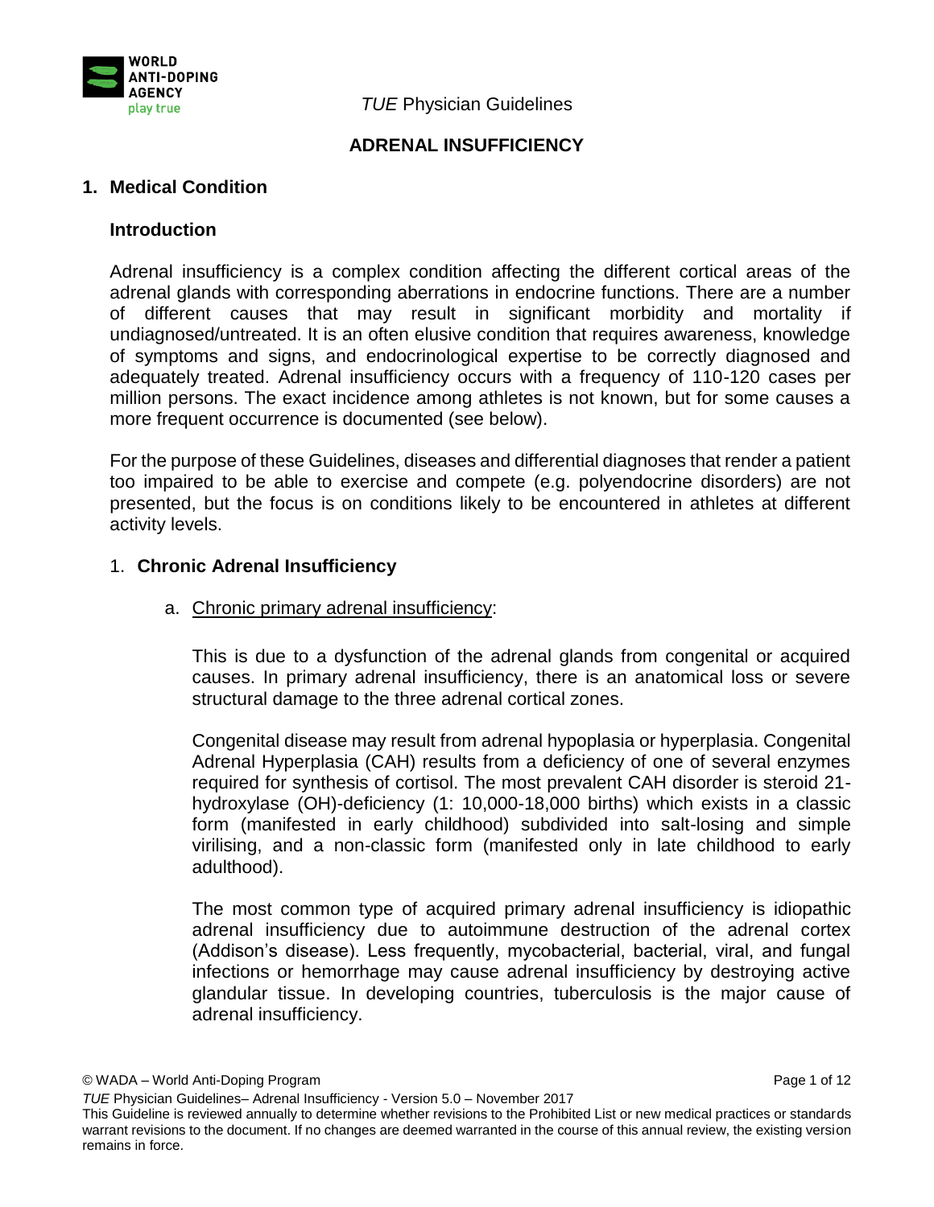*TUE* Physician Guidelines

# ADRENAL INSUFFICIENCY

## 1. Medical Condition

### Introduction

Adrenal insufficiency is a complex condition affecting the different cortical areas of the adrenal glands with corresponding aberrations in endocrine functions. There are a number of different causes that may result in significant morbidity and mortality if undiagnosed/untreated. It is an often elusive condition that requires awareness, knowledge of symptoms and signs, and endocrinological expertise to be correctly diagnosed and adequately treated. Adrenal insufficiency occurs with a frequency of 110-120 cases per million persons. The exact incidence among athletes is not known, but for some causes a more frequent occurrence is documented (see below).

For the purpose of these Guidelines, diseases and differential diagnoses that render a patient too impaired to be able to exercise and compete (e.g. polyendocrine disorders) are not presented, but the focus is on conditions likely to be encountered in athletes at different activity levels.

1. **Chronic Adrenal Insufficiency**

   a. Chronic primary adrenal insufficiency:

   This is due to a dysfunction of the adrenal glands from congenital or acquired causes. In primary adrenal insufficiency, there is an anatomical loss or severe structural damage to the three adrenal cortical zones.

   Congenital disease may result from adrenal hypoplasia or hyperplasia. Congenital Adrenal Hyperplasia (CAH) results from a deficiency of one of several enzymes required for synthesis of cortisol. The most prevalent CAH disorder is steroid 21-hydroxylase (OH)-deficiency (1: 10,000-18,000 births) which exists in a classic form (manifested in early childhood) subdivided into salt-losing and simple virilising, and a non-classic form (manifested only in late childhood to early adulthood).

   The most common type of acquired primary adrenal insufficiency is idiopathic adrenal insufficiency due to autoimmune destruction of the adrenal cortex (Addison's disease). Less frequently, mycobacterial, bacterial, viral, and fungal infections or hemorrhage may cause adrenal insufficiency by destroying active glandular tissue. In developing countries, tuberculosis is the major cause of adrenal insufficiency.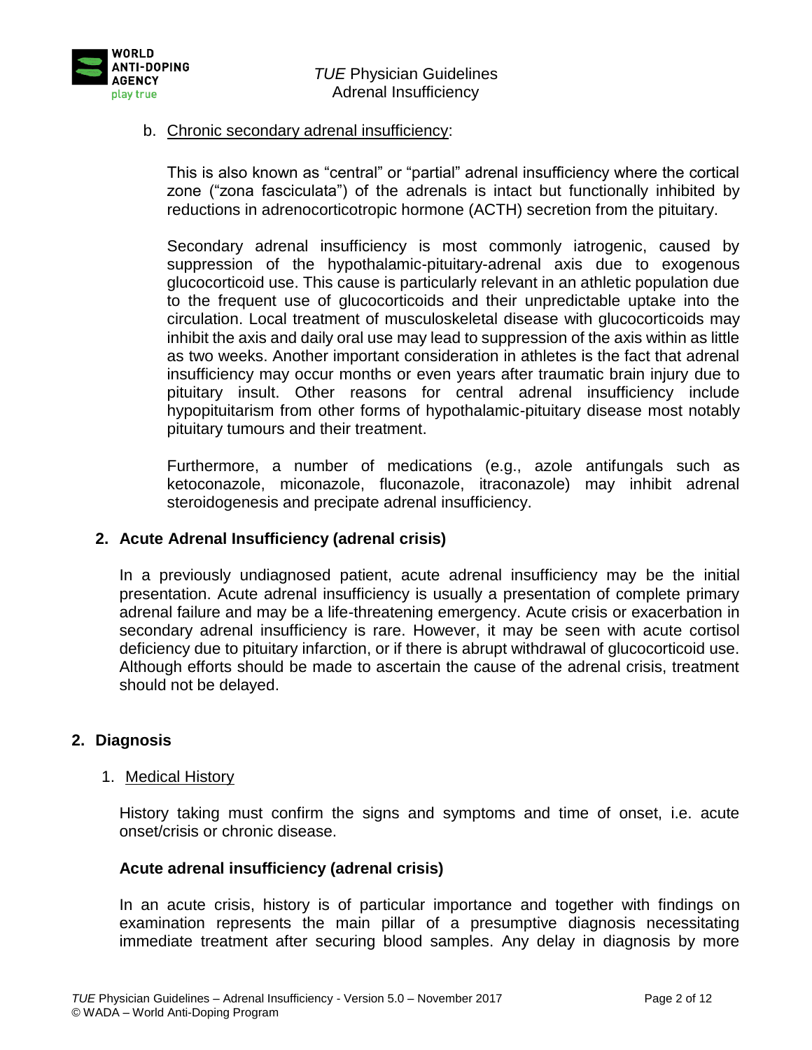b. Chronic secondary adrenal insufficiency:

This is also known as “central” or “partial” adrenal insufficiency where the cortical zone (“zona fasciculata”) of the adrenals is intact but functionally inhibited by reductions in adrenocorticotropic hormone (ACTH) secretion from the pituitary.

Secondary adrenal insufficiency is most commonly iatrogenic, caused by suppression of the hypothalamic-pituitary-adrenal axis due to exogenous glucocorticoid use. This cause is particularly relevant in an athletic population due to the frequent use of glucocorticoids and their unpredictable uptake into the circulation. Local treatment of musculoskeletal disease with glucocorticoids may inhibit the axis and daily oral use may lead to suppression of the axis within as little as two weeks. Another important consideration in athletes is the fact that adrenal insufficiency may occur months or even years after traumatic brain injury due to pituitary insult. Other reasons for central adrenal insufficiency include hypopituitarism from other forms of hypothalamic-pituitary disease most notably pituitary tumours and their treatment.

Furthermore, a number of medications (e.g., azole antifungals such as ketoconazole, miconazole, fluconazole, itraconazole) may inhibit adrenal steroidogenesis and precipate adrenal insufficiency.

### 2. Acute Adrenal Insufficiency (adrenal crisis)

In a previously undiagnosed patient, acute adrenal insufficiency may be the initial presentation. Acute adrenal insufficiency is usually a presentation of complete primary adrenal failure and may be a life-threatening emergency. Acute crisis or exacerbation in secondary adrenal insufficiency is rare. However, it may be seen with acute cortisol deficiency due to pituitary infarction, or if there is abrupt withdrawal of glucocorticoid use. Although efforts should be made to ascertain the cause of the adrenal crisis, treatment should not be delayed.

## 2. Diagnosis

1. Medical History

History taking must confirm the signs and symptoms and time of onset, i.e. acute onset/crisis or chronic disease.

**Acute adrenal insufficiency (adrenal crisis)**

In an acute crisis, history is of particular importance and together with findings on examination represents the main pillar of a presumptive diagnosis necessitating immediate treatment after securing blood samples. Any delay in diagnosis by more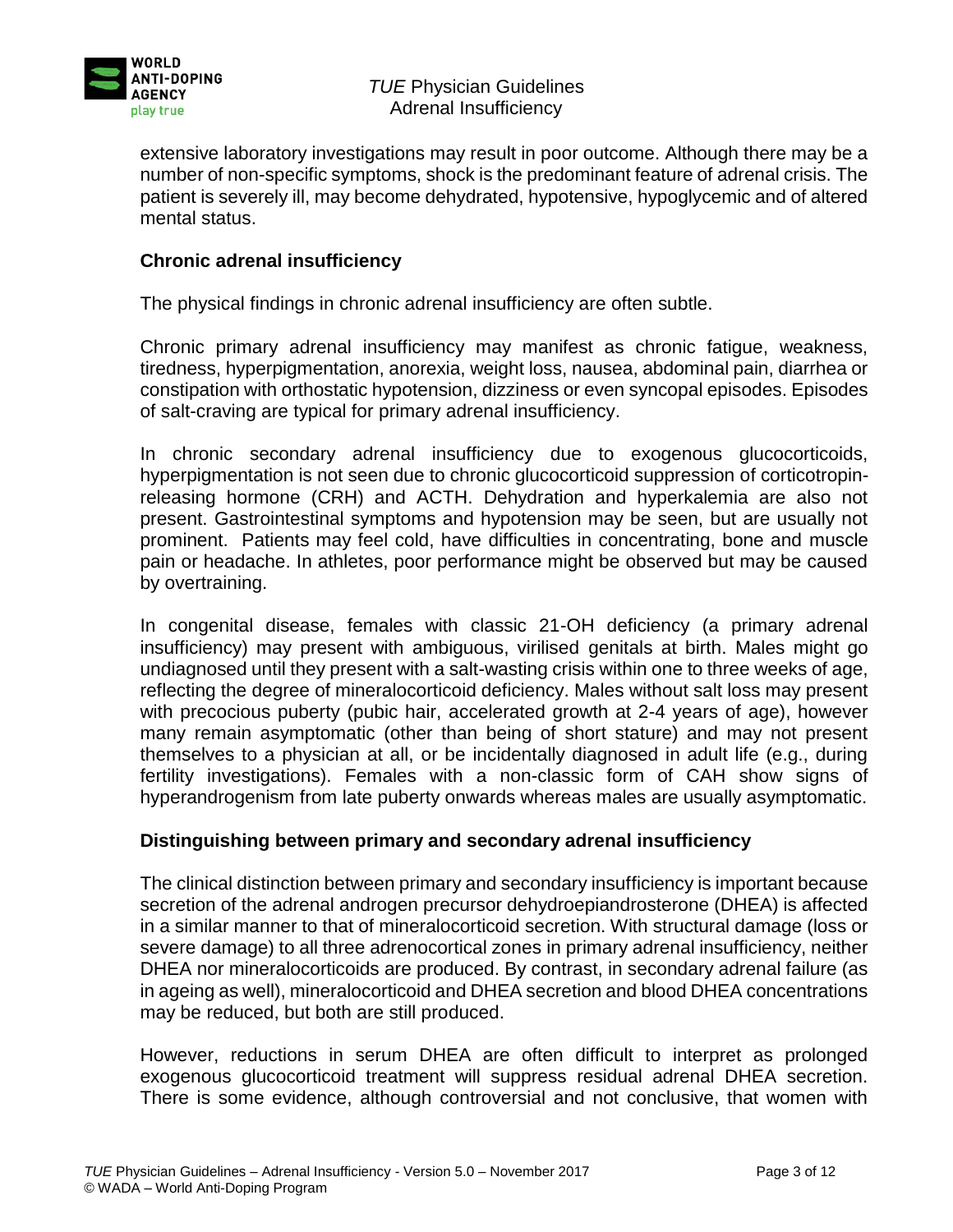extensive laboratory investigations may result in poor outcome. Although there may be a number of non-specific symptoms, shock is the predominant feature of adrenal crisis. The patient is severely ill, may become dehydrated, hypotensive, hypoglycemic and of altered mental status.

**Chronic adrenal insufficiency**

The physical findings in chronic adrenal insufficiency are often subtle.

Chronic primary adrenal insufficiency may manifest as chronic fatigue, weakness, tiredness, hyperpigmentation, anorexia, weight loss, nausea, abdominal pain, diarrhea or constipation with orthostatic hypotension, dizziness or even syncopal episodes. Episodes of salt-craving are typical for primary adrenal insufficiency.

In chronic secondary adrenal insufficiency due to exogenous glucocorticoids, hyperpigmentation is not seen due to chronic glucocorticoid suppression of corticotropin-releasing hormone (CRH) and ACTH. Dehydration and hyperkalemia are also not present. Gastrointestinal symptoms and hypotension may be seen, but are usually not prominent. Patients may feel cold, have difficulties in concentrating, bone and muscle pain or headache. In athletes, poor performance might be observed but may be caused by overtraining.

In congenital disease, females with classic 21-OH deficiency (a primary adrenal insufficiency) may present with ambiguous, virilised genitals at birth. Males might go undiagnosed until they present with a salt-wasting crisis within one to three weeks of age, reflecting the degree of mineralocorticoid deficiency. Males without salt loss may present with precocious puberty (pubic hair, accelerated growth at 2-4 years of age), however many remain asymptomatic (other than being of short stature) and may not present themselves to a physician at all, or be incidentally diagnosed in adult life (e.g., during fertility investigations). Females with a non-classic form of CAH show signs of hyperandrogenism from late puberty onwards whereas males are usually asymptomatic.

**Distinguishing between primary and secondary adrenal insufficiency**

The clinical distinction between primary and secondary insufficiency is important because secretion of the adrenal androgen precursor dehydroepiandrosterone (DHEA) is affected in a similar manner to that of mineralocorticoid secretion. With structural damage (loss or severe damage) to all three adrenocortical zones in primary adrenal insufficiency, neither DHEA nor mineralocorticoids are produced. By contrast, in secondary adrenal failure (as in ageing as well), mineralocorticoid and DHEA secretion and blood DHEA concentrations may be reduced, but both are still produced.

However, reductions in serum DHEA are often difficult to interpret as prolonged exogenous glucocorticoid treatment will suppress residual adrenal DHEA secretion. There is some evidence, although controversial and not conclusive, that women with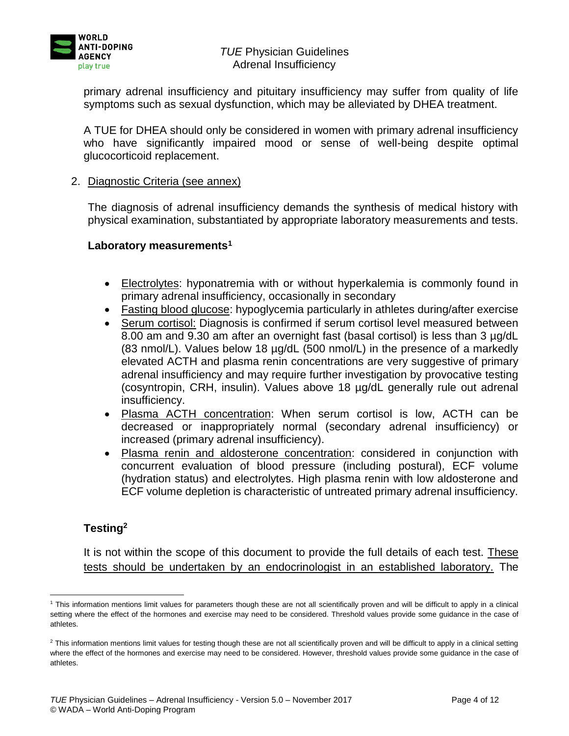primary adrenal insufficiency and pituitary insufficiency may suffer from quality of life symptoms such as sexual dysfunction, which may be alleviated by DHEA treatment.

A TUE for DHEA should only be considered in women with primary adrenal insufficiency who have significantly impaired mood or sense of well-being despite optimal glucocorticoid replacement.

2. Diagnostic Criteria (see annex)

The diagnosis of adrenal insufficiency demands the synthesis of medical history with physical examination, substantiated by appropriate laboratory measurements and tests.

**Laboratory measurements[1]**

- Electrolytes: hyponatremia with or without hyperkalemia is commonly found in primary adrenal insufficiency, occasionally in secondary
- Fasting blood glucose: hypoglycemia particularly in athletes during/after exercise
- Serum cortisol: Diagnosis is confirmed if serum cortisol level measured between 8.00 am and 9.30 am after an overnight fast (basal cortisol) is less than 3 µg/dL (83 nmol/L). Values below 18 µg/dL (500 nmol/L) in the presence of a markedly elevated ACTH and plasma renin concentrations are very suggestive of primary adrenal insufficiency and may require further investigation by provocative testing (cosyntropin, CRH, insulin). Values above 18 µg/dL generally rule out adrenal insufficiency.
- Plasma ACTH concentration: When serum cortisol is low, ACTH can be decreased or inappropriately normal (secondary adrenal insufficiency) or increased (primary adrenal insufficiency).
- Plasma renin and aldosterone concentration: considered in conjunction with concurrent evaluation of blood pressure (including postural), ECF volume (hydration status) and electrolytes. High plasma renin with low aldosterone and ECF volume depletion is characteristic of untreated primary adrenal insufficiency.

**Testing[2]**

It is not within the scope of this document to provide the full details of each test. These tests should be undertaken by an endocrinologist in an established laboratory. The

[1] This information mentions limit values for parameters though these are not all scientifically proven and will be difficult to apply in a clinical setting where the effect of the hormones and exercise may need to be considered. Threshold values provide some guidance in the case of athletes.

[2] This information mentions limit values for testing though these are not all scientifically proven and will be difficult to apply in a clinical setting where the effect of the hormones and exercise may need to be considered. However, threshold values provide some guidance in the case of athletes.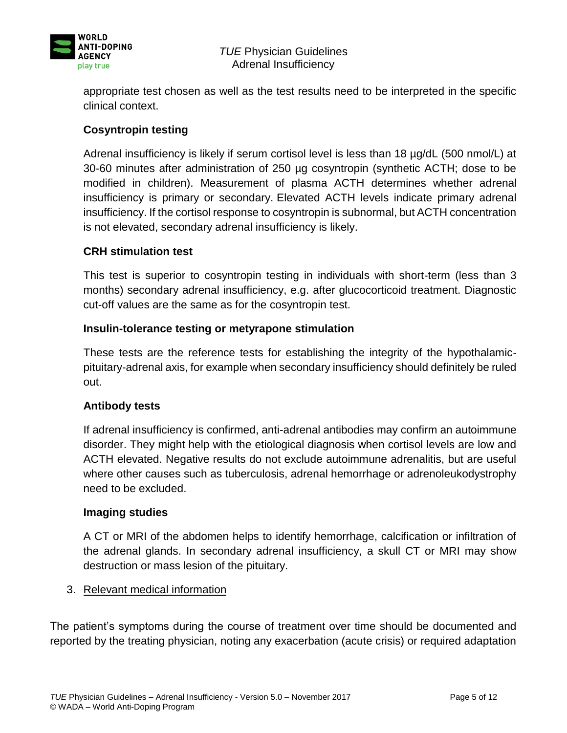appropriate test chosen as well as the test results need to be interpreted in the specific clinical context.

**Cosyntropin testing**

Adrenal insufficiency is likely if serum cortisol level is less than 18 µg/dL (500 nmol/L) at 30-60 minutes after administration of 250 µg cosyntropin (synthetic ACTH; dose to be modified in children). Measurement of plasma ACTH determines whether adrenal insufficiency is primary or secondary. Elevated ACTH levels indicate primary adrenal insufficiency. If the cortisol response to cosyntropin is subnormal, but ACTH concentration is not elevated, secondary adrenal insufficiency is likely.

**CRH stimulation test**

This test is superior to cosyntropin testing in individuals with short-term (less than 3 months) secondary adrenal insufficiency, e.g. after glucocorticoid treatment. Diagnostic cut-off values are the same as for the cosyntropin test.

**Insulin-tolerance testing or metyrapone stimulation**

These tests are the reference tests for establishing the integrity of the hypothalamic-pituitary-adrenal axis, for example when secondary insufficiency should definitely be ruled out.

**Antibody tests**

If adrenal insufficiency is confirmed, anti-adrenal antibodies may confirm an autoimmune disorder. They might help with the etiological diagnosis when cortisol levels are low and ACTH elevated. Negative results do not exclude autoimmune adrenalitis, but are useful where other causes such as tuberculosis, adrenal hemorrhage or adrenoleukodystrophy need to be excluded.

**Imaging studies**

A CT or MRI of the abdomen helps to identify hemorrhage, calcification or infiltration of the adrenal glands. In secondary adrenal insufficiency, a skull CT or MRI may show destruction or mass lesion of the pituitary.

3. Relevant medical information

The patient's symptoms during the course of treatment over time should be documented and reported by the treating physician, noting any exacerbation (acute crisis) or required adaptation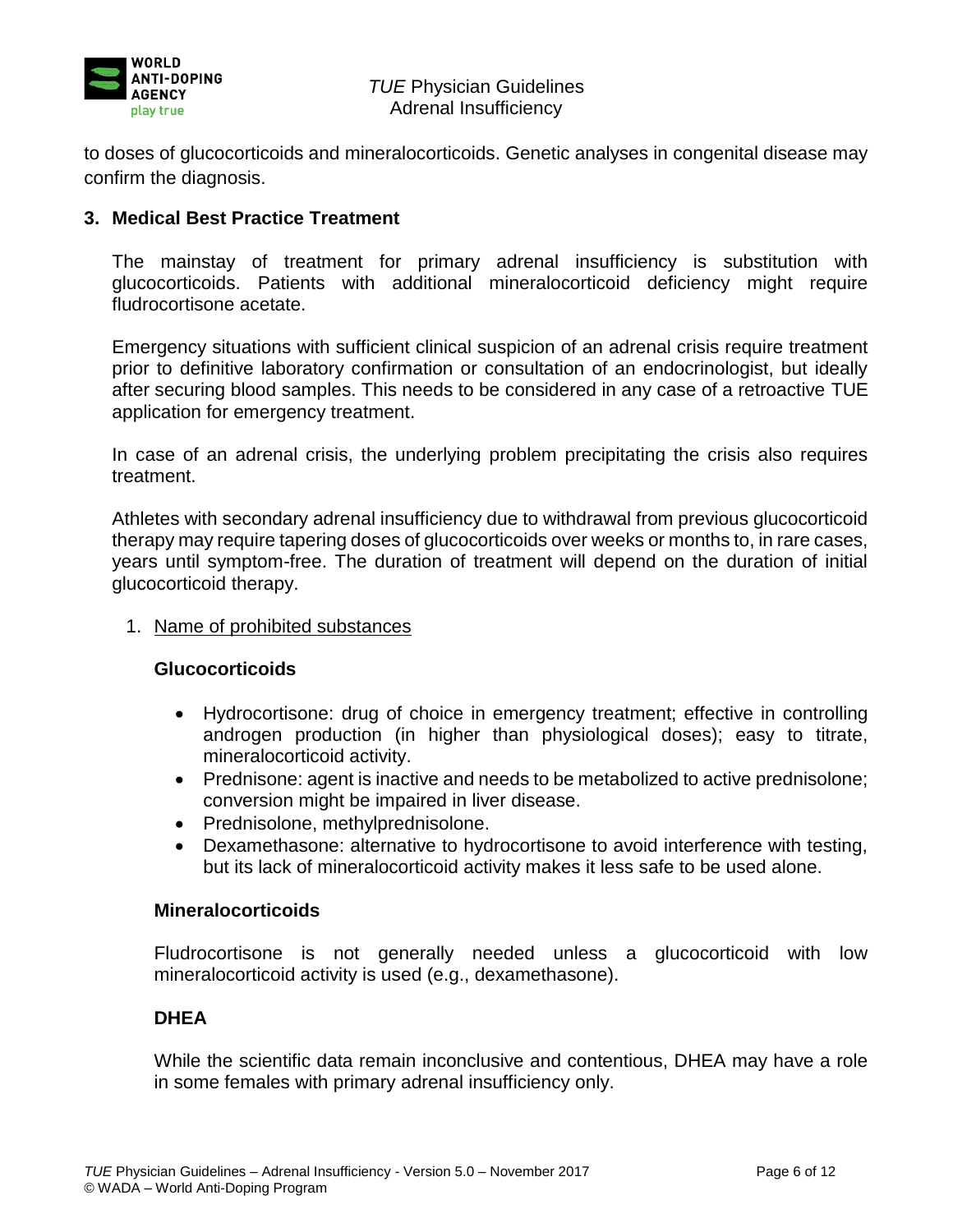to doses of glucocorticoids and mineralocorticoids. Genetic analyses in congenital disease may confirm the diagnosis.

## 3. Medical Best Practice Treatment

The mainstay of treatment for primary adrenal insufficiency is substitution with glucocorticoids. Patients with additional mineralocorticoid deficiency might require fludrocortisone acetate.

Emergency situations with sufficient clinical suspicion of an adrenal crisis require treatment prior to definitive laboratory confirmation or consultation of an endocrinologist, but ideally after securing blood samples. This needs to be considered in any case of a retroactive TUE application for emergency treatment.

In case of an adrenal crisis, the underlying problem precipitating the crisis also requires treatment.

Athletes with secondary adrenal insufficiency due to withdrawal from previous glucocorticoid therapy may require tapering doses of glucocorticoids over weeks or months to, in rare cases, years until symptom-free. The duration of treatment will depend on the duration of initial glucocorticoid therapy.

1. Name of prohibited substances

### Glucocorticoids

- Hydrocortisone: drug of choice in emergency treatment; effective in controlling androgen production (in higher than physiological doses); easy to titrate, mineralocorticoid activity.
- Prednisone: agent is inactive and needs to be metabolized to active prednisolone; conversion might be impaired in liver disease.
- Prednisolone, methylprednisolone.
- Dexamethasone: alternative to hydrocortisone to avoid interference with testing, but its lack of mineralocorticoid activity makes it less safe to be used alone.

### Mineralocorticoids

Fludrocortisone is not generally needed unless a glucocorticoid with low mineralocorticoid activity is used (e.g., dexamethasone).

### DHEA

While the scientific data remain inconclusive and contentious, DHEA may have a role in some females with primary adrenal insufficiency only.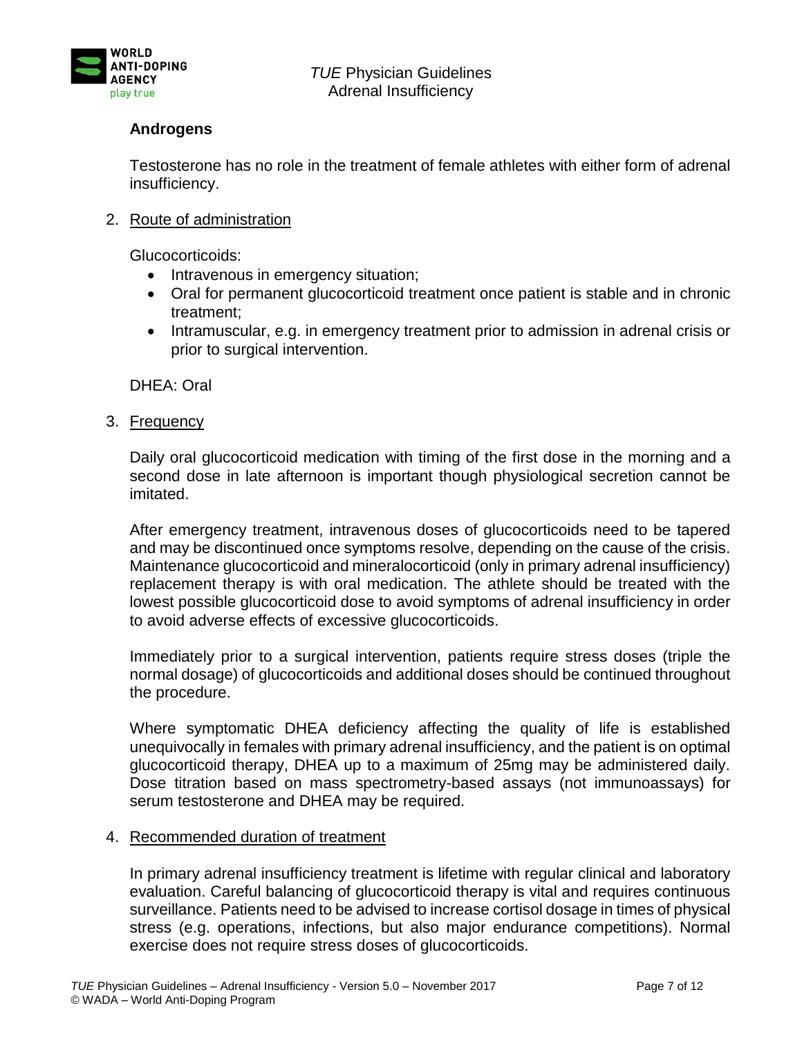**Androgens**

Testosterone has no role in the treatment of female athletes with either form of adrenal insufficiency.

2. Route of administration

   Glucocorticoids:

   - Intravenous in emergency situation;
   - Oral for permanent glucocorticoid treatment once patient is stable and in chronic treatment;
   - Intramuscular, e.g. in emergency treatment prior to admission in adrenal crisis or prior to surgical intervention.

   DHEA: Oral

3. Frequency

   Daily oral glucocorticoid medication with timing of the first dose in the morning and a second dose in late afternoon is important though physiological secretion cannot be imitated.

   After emergency treatment, intravenous doses of glucocorticoids need to be tapered and may be discontinued once symptoms resolve, depending on the cause of the crisis. Maintenance glucocorticoid and mineralocorticoid (only in primary adrenal insufficiency) replacement therapy is with oral medication. The athlete should be treated with the lowest possible glucocorticoid dose to avoid symptoms of adrenal insufficiency in order to avoid adverse effects of excessive glucocorticoids.

   Immediately prior to a surgical intervention, patients require stress doses (triple the normal dosage) of glucocorticoids and additional doses should be continued throughout the procedure.

   Where symptomatic DHEA deficiency affecting the quality of life is established unequivocally in females with primary adrenal insufficiency, and the patient is on optimal glucocorticoid therapy, DHEA up to a maximum of 25mg may be administered daily. Dose titration based on mass spectrometry-based assays (not immunoassays) for serum testosterone and DHEA may be required.

4. Recommended duration of treatment

   In primary adrenal insufficiency treatment is lifetime with regular clinical and laboratory evaluation. Careful balancing of glucocorticoid therapy is vital and requires continuous surveillance. Patients need to be advised to increase cortisol dosage in times of physical stress (e.g. operations, infections, but also major endurance competitions). Normal exercise does not require stress doses of glucocorticoids.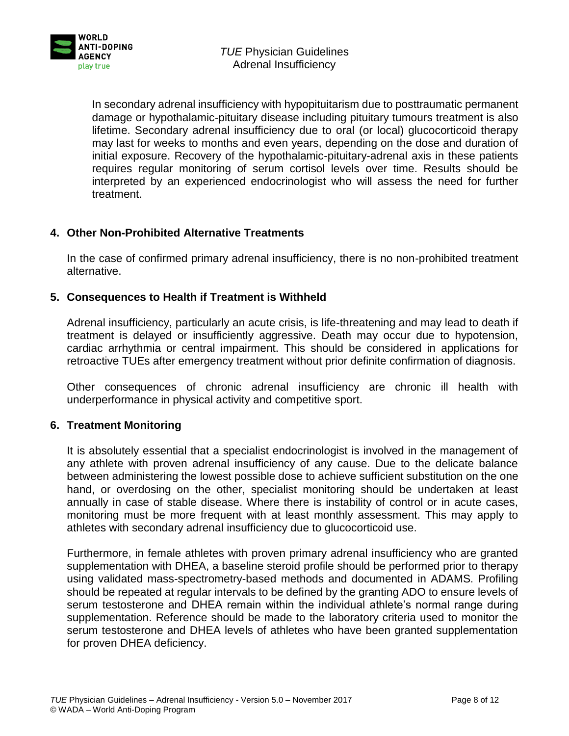In secondary adrenal insufficiency with hypopituitarism due to posttraumatic permanent damage or hypothalamic-pituitary disease including pituitary tumours treatment is also lifetime. Secondary adrenal insufficiency due to oral (or local) glucocorticoid therapy may last for weeks to months and even years, depending on the dose and duration of initial exposure. Recovery of the hypothalamic-pituitary-adrenal axis in these patients requires regular monitoring of serum cortisol levels over time. Results should be interpreted by an experienced endocrinologist who will assess the need for further treatment.

## 4. Other Non-Prohibited Alternative Treatments

In the case of confirmed primary adrenal insufficiency, there is no non-prohibited treatment alternative.

## 5. Consequences to Health if Treatment is Withheld

Adrenal insufficiency, particularly an acute crisis, is life-threatening and may lead to death if treatment is delayed or insufficiently aggressive. Death may occur due to hypotension, cardiac arrhythmia or central impairment. This should be considered in applications for retroactive TUEs after emergency treatment without prior definite confirmation of diagnosis.

Other consequences of chronic adrenal insufficiency are chronic ill health with underperformance in physical activity and competitive sport.

## 6. Treatment Monitoring

It is absolutely essential that a specialist endocrinologist is involved in the management of any athlete with proven adrenal insufficiency of any cause. Due to the delicate balance between administering the lowest possible dose to achieve sufficient substitution on the one hand, or overdosing on the other, specialist monitoring should be undertaken at least annually in case of stable disease. Where there is instability of control or in acute cases, monitoring must be more frequent with at least monthly assessment. This may apply to athletes with secondary adrenal insufficiency due to glucocorticoid use.

Furthermore, in female athletes with proven primary adrenal insufficiency who are granted supplementation with DHEA, a baseline steroid profile should be performed prior to therapy using validated mass-spectrometry-based methods and documented in ADAMS. Profiling should be repeated at regular intervals to be defined by the granting ADO to ensure levels of serum testosterone and DHEA remain within the individual athlete's normal range during supplementation. Reference should be made to the laboratory criteria used to monitor the serum testosterone and DHEA levels of athletes who have been granted supplementation for proven DHEA deficiency.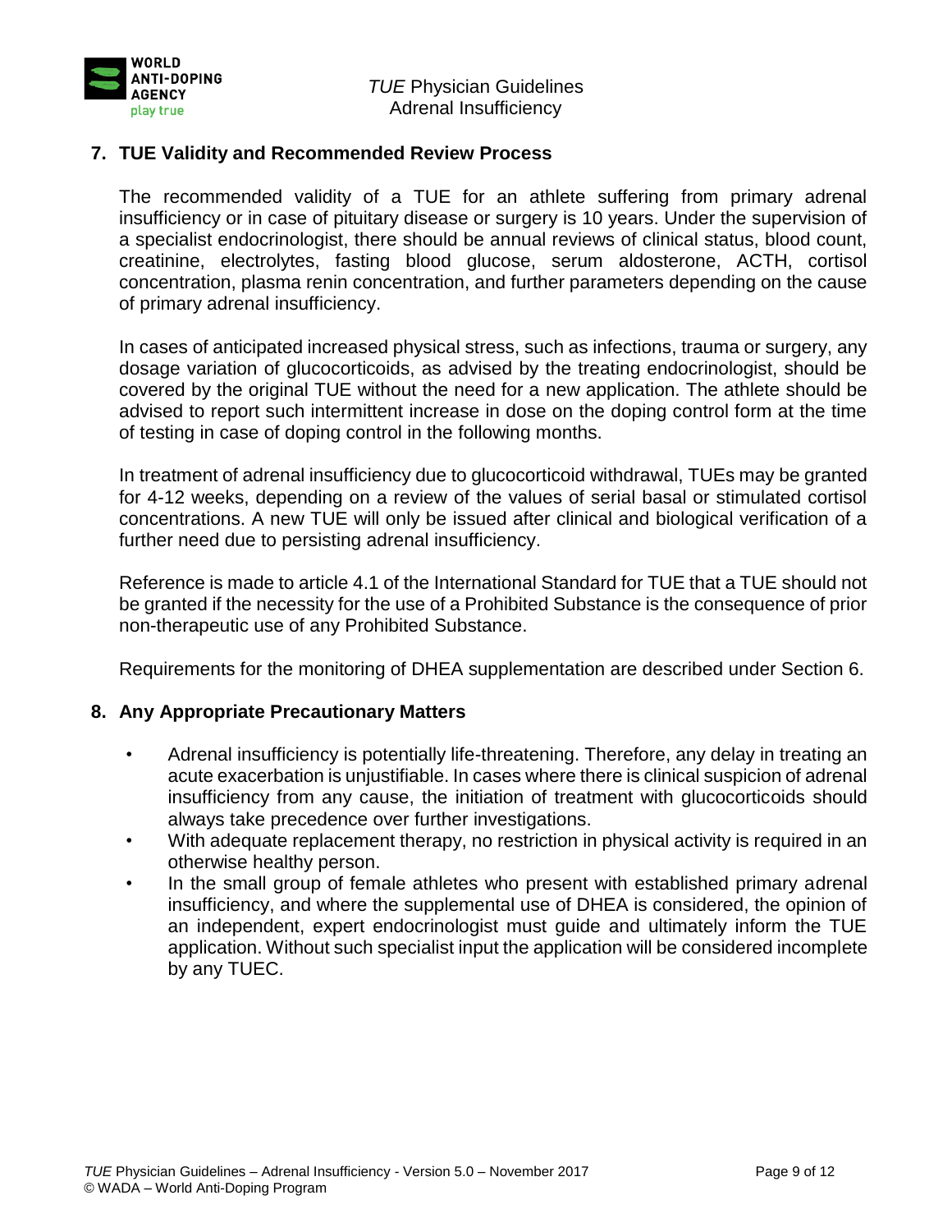## 7. TUE Validity and Recommended Review Process

The recommended validity of a TUE for an athlete suffering from primary adrenal insufficiency or in case of pituitary disease or surgery is 10 years. Under the supervision of a specialist endocrinologist, there should be annual reviews of clinical status, blood count, creatinine, electrolytes, fasting blood glucose, serum aldosterone, ACTH, cortisol concentration, plasma renin concentration, and further parameters depending on the cause of primary adrenal insufficiency.

In cases of anticipated increased physical stress, such as infections, trauma or surgery, any dosage variation of glucocorticoids, as advised by the treating endocrinologist, should be covered by the original TUE without the need for a new application. The athlete should be advised to report such intermittent increase in dose on the doping control form at the time of testing in case of doping control in the following months.

In treatment of adrenal insufficiency due to glucocorticoid withdrawal, TUEs may be granted for 4-12 weeks, depending on a review of the values of serial basal or stimulated cortisol concentrations. A new TUE will only be issued after clinical and biological verification of a further need due to persisting adrenal insufficiency.

Reference is made to article 4.1 of the International Standard for TUE that a TUE should not be granted if the necessity for the use of a Prohibited Substance is the consequence of prior non-therapeutic use of any Prohibited Substance.

Requirements for the monitoring of DHEA supplementation are described under Section 6.

## 8. Any Appropriate Precautionary Matters

- Adrenal insufficiency is potentially life-threatening. Therefore, any delay in treating an acute exacerbation is unjustifiable. In cases where there is clinical suspicion of adrenal insufficiency from any cause, the initiation of treatment with glucocorticoids should always take precedence over further investigations.
- With adequate replacement therapy, no restriction in physical activity is required in an otherwise healthy person.
- In the small group of female athletes who present with established primary adrenal insufficiency, and where the supplemental use of DHEA is considered, the opinion of an independent, expert endocrinologist must guide and ultimately inform the TUE application. Without such specialist input the application will be considered incomplete by any TUEC.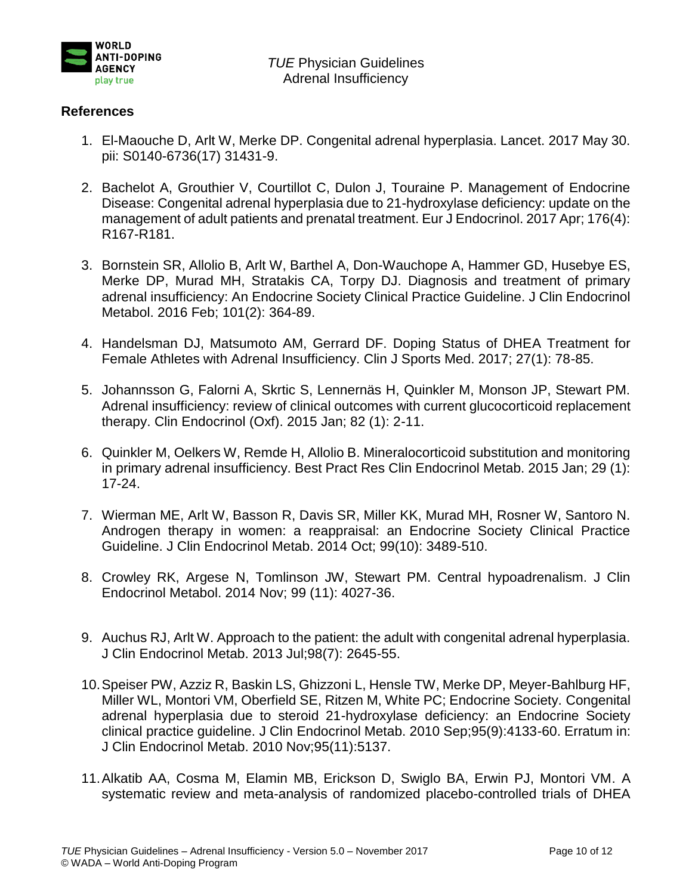## References

1. El-Maouche D, Arlt W, Merke DP. Congenital adrenal hyperplasia. Lancet. 2017 May 30. pii: S0140-6736(17) 31431-9.

2. Bachelot A, Grouthier V, Courtillot C, Dulon J, Touraine P. Management of Endocrine Disease: Congenital adrenal hyperplasia due to 21-hydroxylase deficiency: update on the management of adult patients and prenatal treatment. Eur J Endocrinol. 2017 Apr; 176(4): R167-R181.

3. Bornstein SR, Allolio B, Arlt W, Barthel A, Don-Wauchope A, Hammer GD, Husebye ES, Merke DP, Murad MH, Stratakis CA, Torpy DJ. Diagnosis and treatment of primary adrenal insufficiency: An Endocrine Society Clinical Practice Guideline. J Clin Endocrinol Metabol. 2016 Feb; 101(2): 364-89.

4. Handelsman DJ, Matsumoto AM, Gerrard DF. Doping Status of DHEA Treatment for Female Athletes with Adrenal Insufficiency. Clin J Sports Med. 2017; 27(1): 78-85.

5. Johannsson G, Falorni A, Skrtic S, Lennernäs H, Quinkler M, Monson JP, Stewart PM. Adrenal insufficiency: review of clinical outcomes with current glucocorticoid replacement therapy. Clin Endocrinol (Oxf). 2015 Jan; 82 (1): 2-11.

6. Quinkler M, Oelkers W, Remde H, Allolio B. Mineralocorticoid substitution and monitoring in primary adrenal insufficiency. Best Pract Res Clin Endocrinol Metab. 2015 Jan; 29 (1): 17-24.

7. Wierman ME, Arlt W, Basson R, Davis SR, Miller KK, Murad MH, Rosner W, Santoro N. Androgen therapy in women: a reappraisal: an Endocrine Society Clinical Practice Guideline. J Clin Endocrinol Metab. 2014 Oct; 99(10): 3489-510.

8. Crowley RK, Argese N, Tomlinson JW, Stewart PM. Central hypoadrenalism. J Clin Endocrinol Metabol. 2014 Nov; 99 (11): 4027-36.

9. Auchus RJ, Arlt W. Approach to the patient: the adult with congenital adrenal hyperplasia. J Clin Endocrinol Metab. 2013 Jul;98(7): 2645-55.

10. Speiser PW, Azziz R, Baskin LS, Ghizzoni L, Hensle TW, Merke DP, Meyer-Bahlburg HF, Miller WL, Montori VM, Oberfield SE, Ritzen M, White PC; Endocrine Society. Congenital adrenal hyperplasia due to steroid 21-hydroxylase deficiency: an Endocrine Society clinical practice guideline. J Clin Endocrinol Metab. 2010 Sep;95(9):4133-60. Erratum in: J Clin Endocrinol Metab. 2010 Nov;95(11):5137.

11. Alkatib AA, Cosma M, Elamin MB, Erickson D, Swiglo BA, Erwin PJ, Montori VM. A systematic review and meta-analysis of randomized placebo-controlled trials of DHEA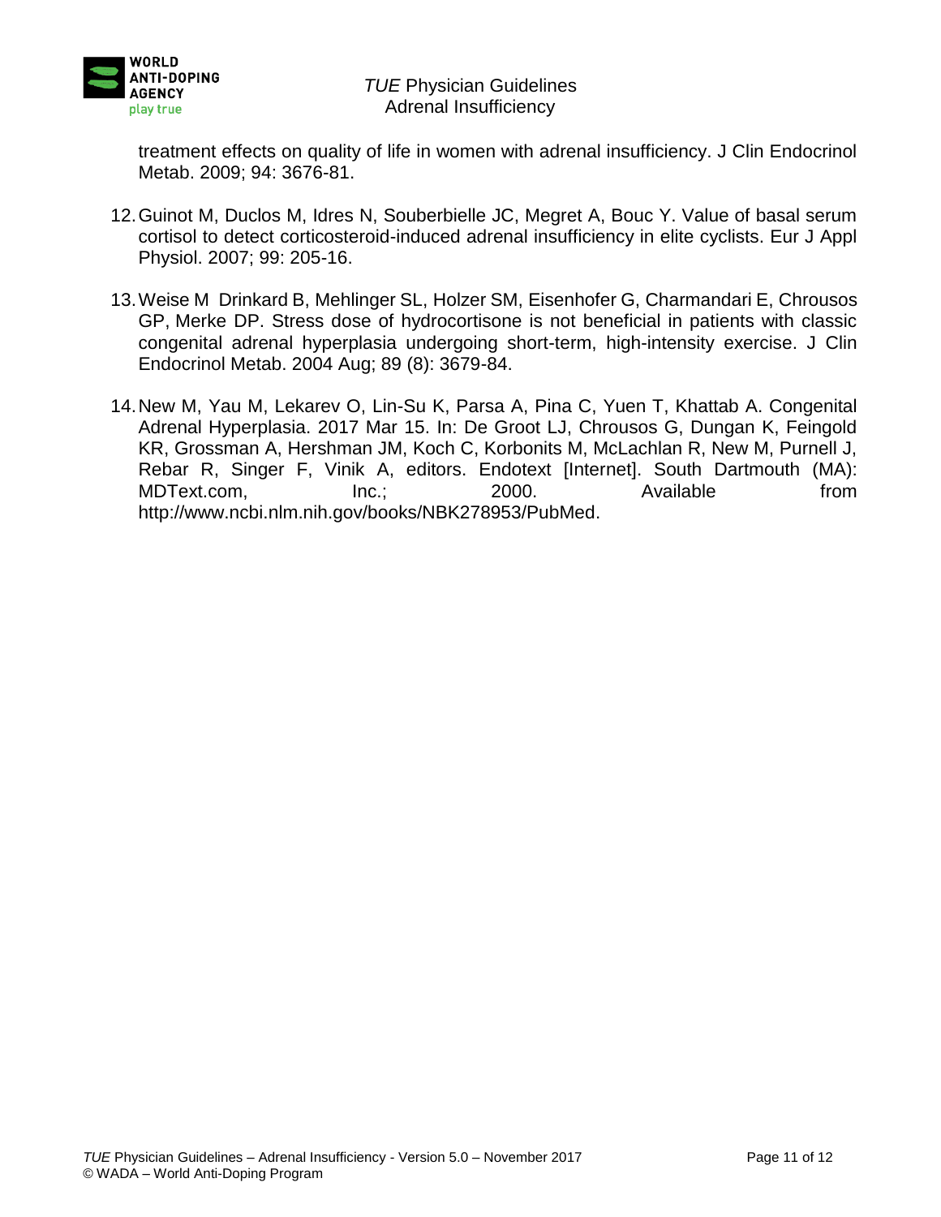treatment effects on quality of life in women with adrenal insufficiency. J Clin Endocrinol Metab. 2009; 94: 3676-81.

12. Guinot M, Duclos M, Idres N, Souberbielle JC, Megret A, Bouc Y. Value of basal serum cortisol to detect corticosteroid-induced adrenal insufficiency in elite cyclists. Eur J Appl Physiol. 2007; 99: 205-16.

13. Weise M Drinkard B, Mehlinger SL, Holzer SM, Eisenhofer G, Charmandari E, Chrousos GP, Merke DP. Stress dose of hydrocortisone is not beneficial in patients with classic congenital adrenal hyperplasia undergoing short-term, high-intensity exercise. J Clin Endocrinol Metab. 2004 Aug; 89 (8): 3679-84.

14. New M, Yau M, Lekarev O, Lin-Su K, Parsa A, Pina C, Yuen T, Khattab A. Congenital Adrenal Hyperplasia. 2017 Mar 15. In: De Groot LJ, Chrousos G, Dungan K, Feingold KR, Grossman A, Hershman JM, Koch C, Korbonits M, McLachlan R, New M, Purnell J, Rebar R, Singer F, Vinik A, editors. Endotext [Internet]. South Dartmouth (MA): MDText.com, Inc.; 2000. Available from http://www.ncbi.nlm.nih.gov/books/NBK278953/PubMed.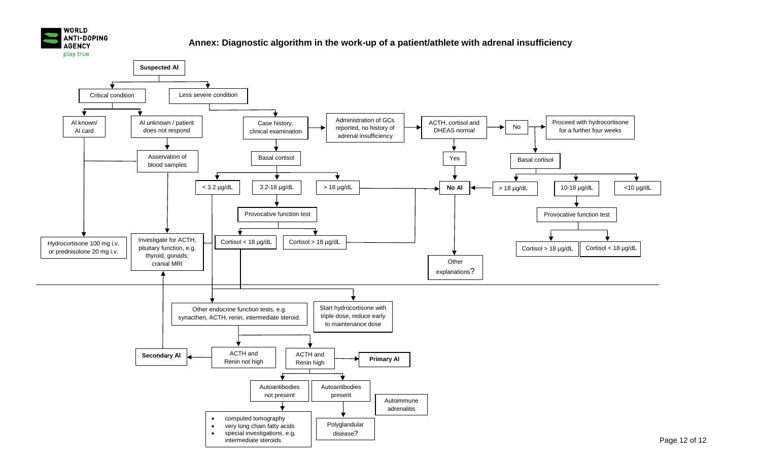## Annex: Diagnostic algorithm in the work-up of a patient/athlete with adrenal insufficiency

Suspected AI

Critical condition

Less severe condition

AI known/ AI card

AI unknown / patient does not respond

Asservation of blood samples

Hydrocortisone 100 mg i.v. or prednisolone 20 mg i.v.

Investigate for ACTH, pituitary function, e.g. thyroid, gonads; cranial MRI

Case history, clinical examination

Administration of GCs reported, no history of adrenal insufficiency

ACTH, cortisol and DHEAS normal

No

Proceed with hydrocortisone for a further four weeks

Yes

Basal cortisol

< 3.2 µg/dL

3.2-18 µg/dL

> 18 µg/dL

Provocative function test

Cortisol < 18 µg/dL

Cortisol > 18 µg/dL

No AI

Other explanations?

Basal cortisol

> 18 µg/dL

10-18 µg/dL

<10 µg/dL

Provocative function test

Cortisol > 18 µg/dL

Cortisol < 18 µg/dL

Other endocrine function tests, e.g. synacthen, ACTH, renin, intermediate steroid.

Start hydrocortisone with triple dose, reduce early to maintenance dose

Secondary AI

ACTH and Renin not high

ACTH and Renin high

Primary AI

Autoantibodies not present

Autoantibodies present

Autoimmune adrenalitis

- computed tomography
- very long chain fatty acids
- special investigations, e.g. intermediate steroids

Polyglandular disease?